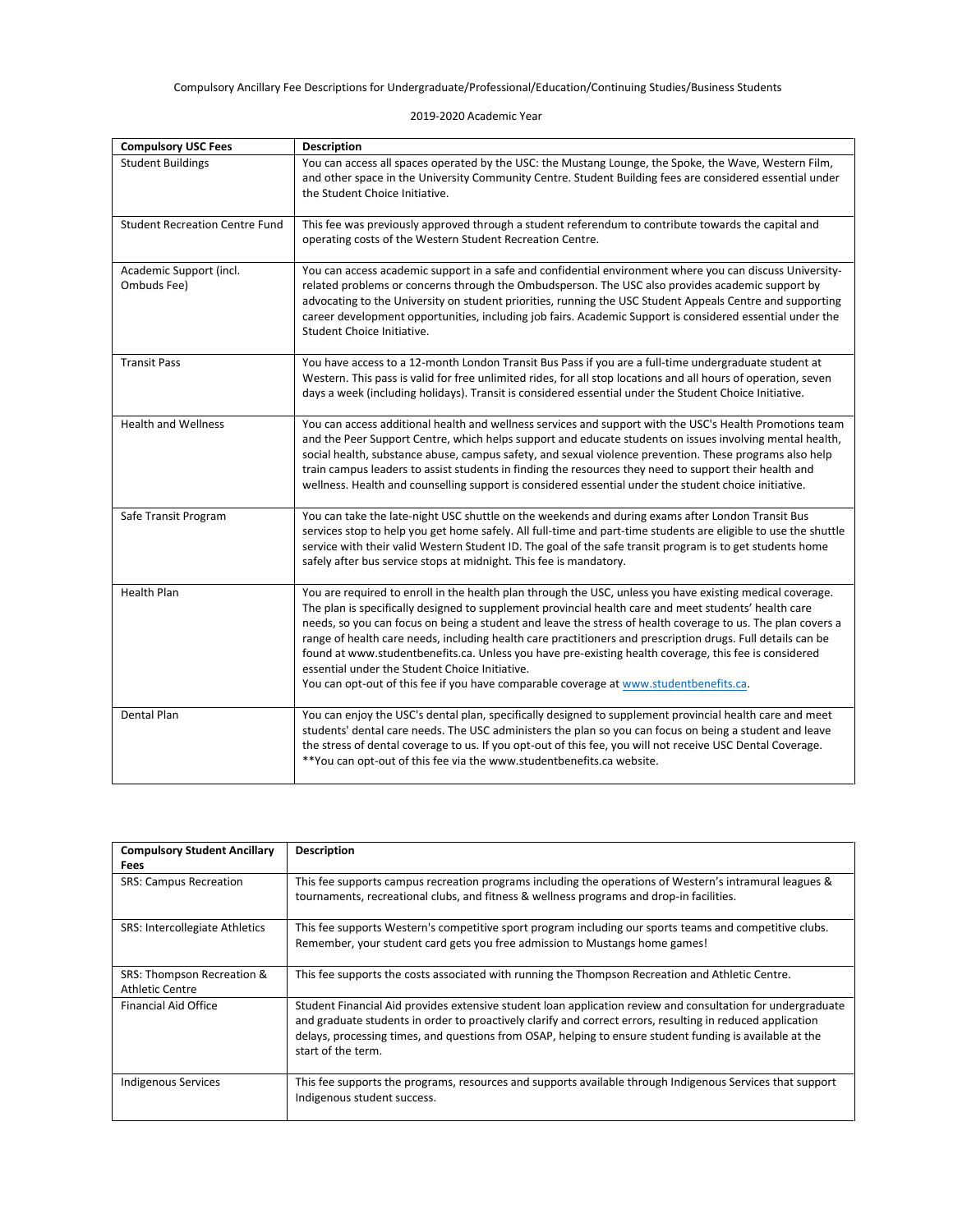Compulsory Ancillary Fee Descriptions for Undergraduate/Professional/Education/Continuing Studies/Business Students

2019-2020 Academic Year

| **Compulsory USC Fees** | **Description** |
|---|---|
| Student Buildings | You can access all spaces operated by the USC: the Mustang Lounge, the Spoke, the Wave, Western Film, and other space in the University Community Centre. Student Building fees are considered essential under the Student Choice Initiative. |
| Student Recreation Centre Fund | This fee was previously approved through a student referendum to contribute towards the capital and operating costs of the Western Student Recreation Centre. |
| Academic Support (incl. Ombuds Fee) | You can access academic support in a safe and confidential environment where you can discuss University-related problems or concerns through the Ombudsperson. The USC also provides academic support by advocating to the University on student priorities, running the USC Student Appeals Centre and supporting career development opportunities, including job fairs. Academic Support is considered essential under the Student Choice Initiative. |
| Transit Pass | You have access to a 12-month London Transit Bus Pass if you are a full-time undergraduate student at Western. This pass is valid for free unlimited rides, for all stop locations and all hours of operation, seven days a week (including holidays). Transit is considered essential under the Student Choice Initiative. |
| Health and Wellness | You can access additional health and wellness services and support with the USC's Health Promotions team and the Peer Support Centre, which helps support and educate students on issues involving mental health, social health, substance abuse, campus safety, and sexual violence prevention. These programs also help train campus leaders to assist students in finding the resources they need to support their health and wellness. Health and counselling support is considered essential under the student choice initiative. |
| Safe Transit Program | You can take the late-night USC shuttle on the weekends and during exams after London Transit Bus services stop to help you get home safely. All full-time and part-time students are eligible to use the shuttle service with their valid Western Student ID. The goal of the safe transit program is to get students home safely after bus service stops at midnight. This fee is mandatory. |
| Health Plan | You are required to enroll in the health plan through the USC, unless you have existing medical coverage. The plan is specifically designed to supplement provincial health care and meet students' health care needs, so you can focus on being a student and leave the stress of health coverage to us. The plan covers a range of health care needs, including health care practitioners and prescription drugs. Full details can be found at www.studentbenefits.ca. Unless you have pre-existing health coverage, this fee is considered essential under the Student Choice Initiative. You can opt-out of this fee if you have comparable coverage at [www.studentbenefits.ca](www.studentbenefits.ca). |
| Dental Plan | You can enjoy the USC's dental plan, specifically designed to supplement provincial health care and meet students' dental care needs. The USC administers the plan so you can focus on being a student and leave the stress of dental coverage to us. If you opt-out of this fee, you will not receive USC Dental Coverage. **You can opt-out of this fee via the www.studentbenefits.ca website. |

| **Compulsory Student Ancillary Fees** | **Description** |
|---|---|
| SRS: Campus Recreation | This fee supports campus recreation programs including the operations of Western's intramural leagues & tournaments, recreational clubs, and fitness & wellness programs and drop-in facilities. |
| SRS: Intercollegiate Athletics | This fee supports Western's competitive sport program including our sports teams and competitive clubs. Remember, your student card gets you free admission to Mustangs home games! |
| SRS: Thompson Recreation & Athletic Centre | This fee supports the costs associated with running the Thompson Recreation and Athletic Centre. |
| Financial Aid Office | Student Financial Aid provides extensive student loan application review and consultation for undergraduate and graduate students in order to proactively clarify and correct errors, resulting in reduced application delays, processing times, and questions from OSAP, helping to ensure student funding is available at the start of the term. |
| Indigenous Services | This fee supports the programs, resources and supports available through Indigenous Services that support Indigenous student success. |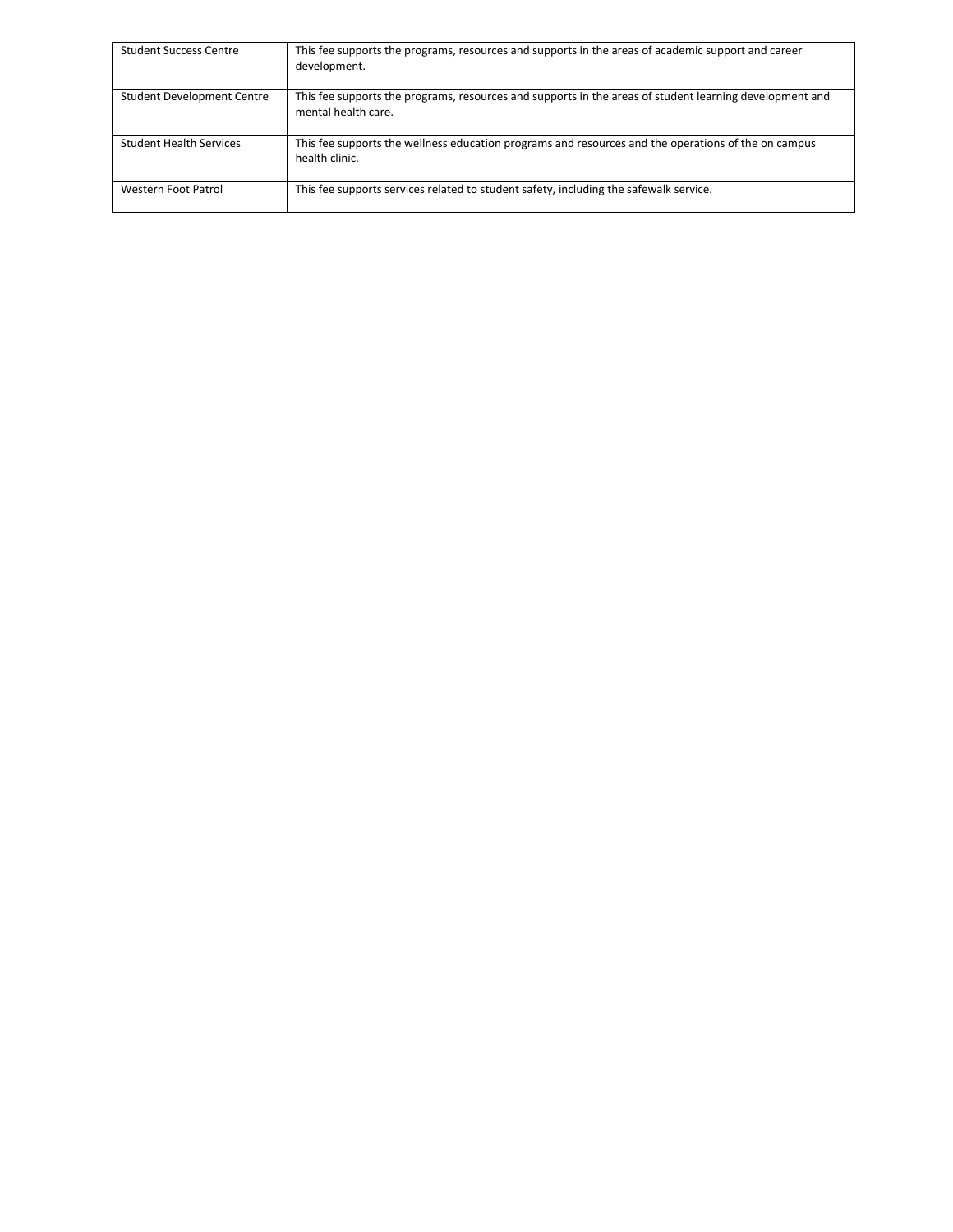| | |
|---|---|
| Student Success Centre | This fee supports the programs, resources and supports in the areas of academic support and career development. |
| Student Development Centre | This fee supports the programs, resources and supports in the areas of student learning development and mental health care. |
| Student Health Services | This fee supports the wellness education programs and resources and the operations of the on campus health clinic. |
| Western Foot Patrol | This fee supports services related to student safety, including the safewalk service. |